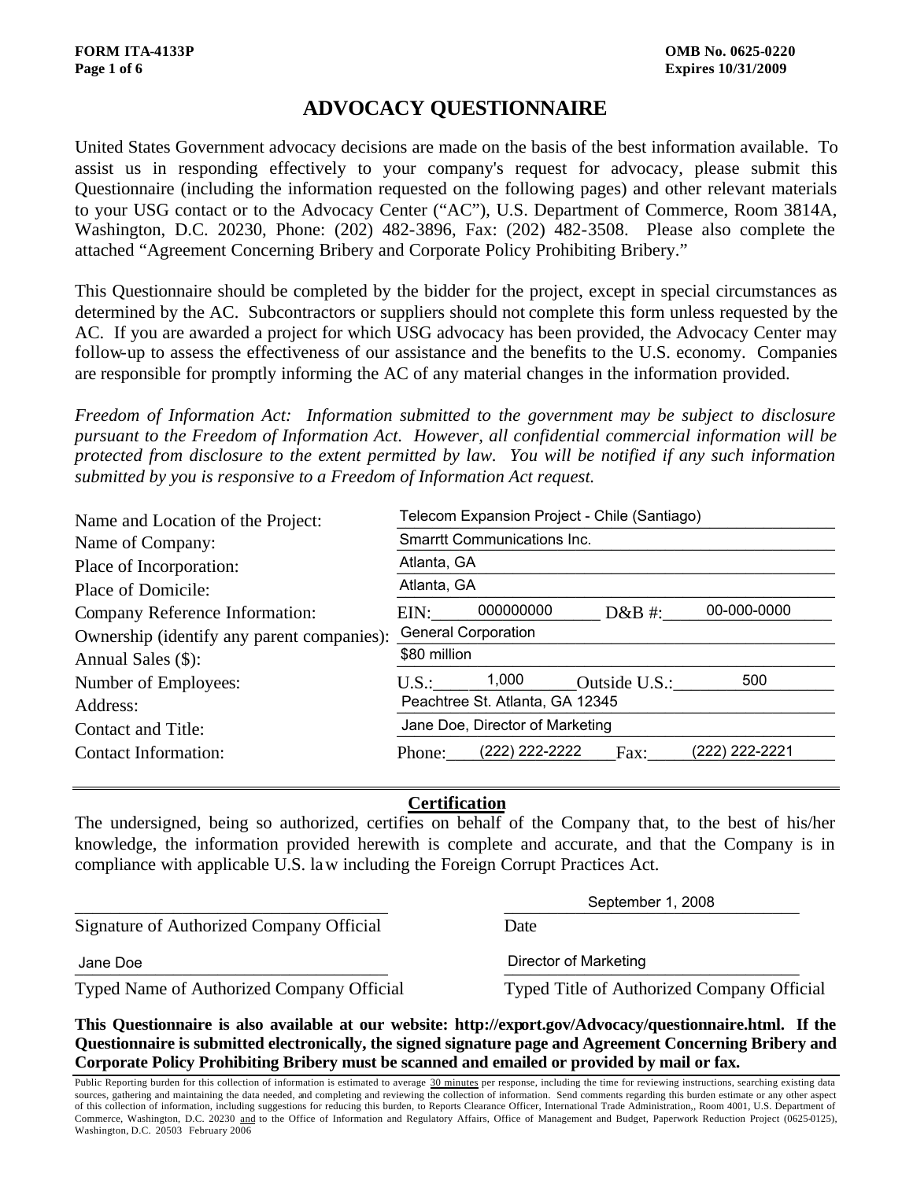FORM ITA-4133P OMB No. 0625-0220
Expires 10/31/2009

# ADVOCACY QUESTIONNAIRE

United States Government advocacy decisions are made on the basis of the best information available. To assist us in responding effectively to your company's request for advocacy, please submit this Questionnaire (including the information requested on the following pages) and other relevant materials to your USG contact or to the Advocacy Center ("AC"), U.S. Department of Commerce, Room 3814A, Washington, D.C. 20230, Phone: (202) 482-3896, Fax: (202) 482-3508. Please also complete the attached "Agreement Concerning Bribery and Corporate Policy Prohibiting Bribery."

This Questionnaire should be completed by the bidder for the project, except in special circumstances as determined by the AC. Subcontractors or suppliers should not complete this form unless requested by the AC. If you are awarded a project for which USG advocacy has been provided, the Advocacy Center may follow-up to assess the effectiveness of our assistance and the benefits to the U.S. economy. Companies are responsible for promptly informing the AC of any material changes in the information provided.

*Freedom of Information Act: Information submitted to the government may be subject to disclosure pursuant to the Freedom of Information Act. However, all confidential commercial information will be protected from disclosure to the extent permitted by law. You will be notified if any such information submitted by you is responsive to a Freedom of Information Act request.*

Name and Location of the Project: Telecom Expansion Project - Chile (Santiago)

Name of Company: Smarrtt Communications Inc.

Place of Incorporation: Atlanta, GA

Place of Domicile: Atlanta, GA

Company Reference Information: EIN: 000000000 D&B #: 00-000-0000

Ownership (identify any parent companies): General Corporation

Annual Sales ($): $80 million

Number of Employees: U.S.: 1,000 Outside U.S.: 500

Address: Peachtree St. Atlanta, GA 12345

Contact and Title: Jane Doe, Director of Marketing

Contact Information: Phone: (222) 222-2222 Fax: (222) 222-2221

---

## Certification

The undersigned, being so authorized, certifies on behalf of the Company that, to the best of his/her knowledge, the information provided herewith is complete and accurate, and that the Company is in compliance with applicable U.S. law including the Foreign Corrupt Practices Act.

___________________________________ September 1, 2008

Signature of Authorized Company Official Date

Jane Doe Director of Marketing

Typed Name of Authorized Company Official Typed Title of Authorized Company Official

**This Questionnaire is also available at our website: http://export.gov/Advocacy/questionnaire.html. If the Questionnaire is submitted electronically, the signed signature page and Agreement Concerning Bribery and Corporate Policy Prohibiting Bribery must be scanned and emailed or provided by mail or fax.**

Public Reporting burden for this collection of information is estimated to average 30 minutes per response, including the time for reviewing instructions, searching existing data sources, gathering and maintaining the data needed, and completing and reviewing the collection of information. Send comments regarding this burden estimate or any other aspect of this collection of information, including suggestions for reducing this burden, to Reports Clearance Officer, International Trade Administration,, Room 4001, U.S. Department of Commerce, Washington, D.C. 20230 and to the Office of Information and Regulatory Affairs, Office of Management and Budget, Paperwork Reduction Project (0625-0125), Washington, D.C. 20503 February 2006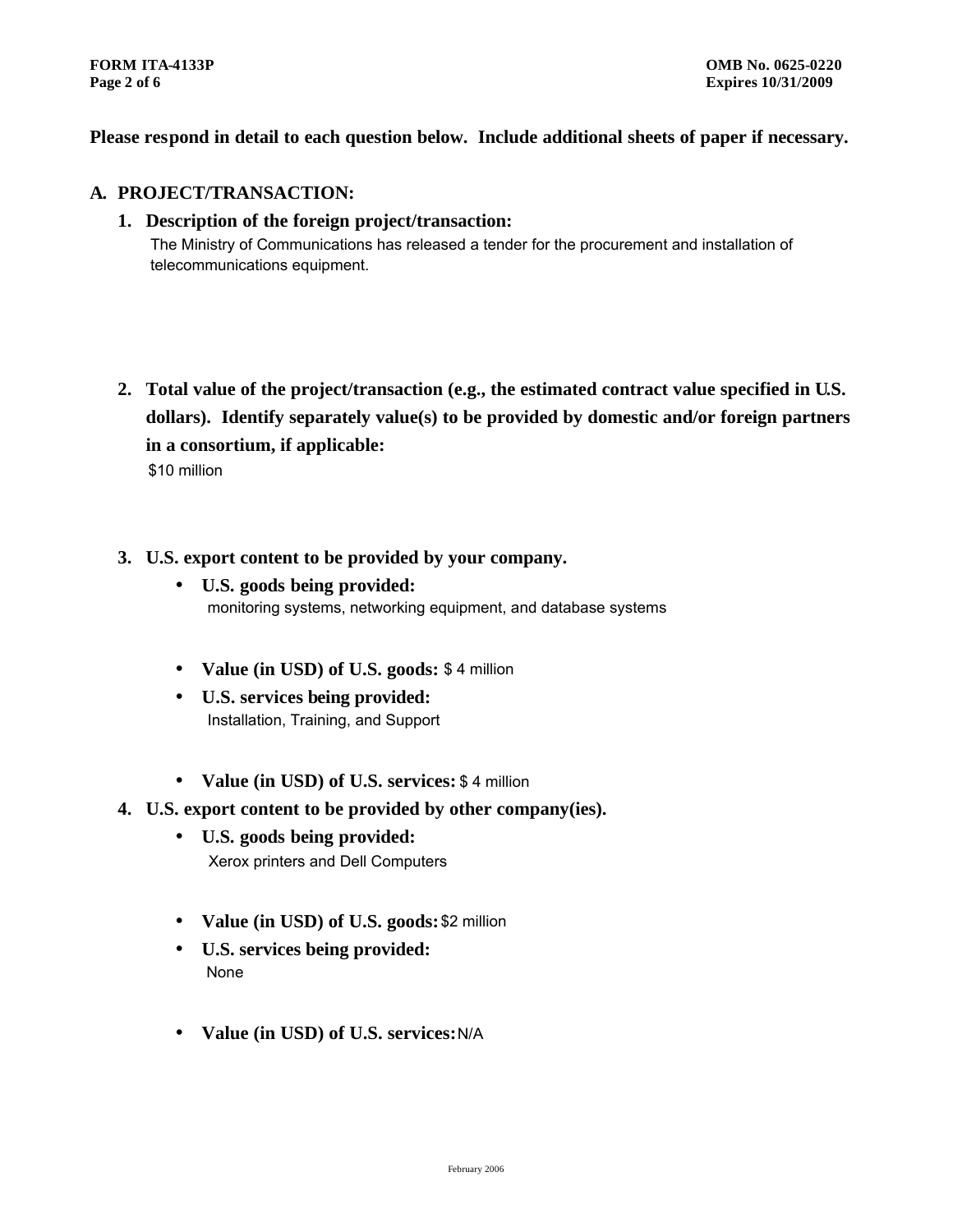**Please respond in detail to each question below. Include additional sheets of paper if necessary.**

## A. PROJECT/TRANSACTION:

1. **Description of the foreign project/transaction:**

   The Ministry of Communications has released a tender for the procurement and installation of telecommunications equipment.

2. **Total value of the project/transaction (e.g., the estimated contract value specified in U.S. dollars). Identify separately value(s) to be provided by domestic and/or foreign partners in a consortium, if applicable:**

   $10 million

3. **U.S. export content to be provided by your company.**

   - **U.S. goods being provided:**
     monitoring systems, networking equipment, and database systems
   - **Value (in USD) of U.S. goods:** $ 4 million
   - **U.S. services being provided:**
     Installation, Training, and Support
   - **Value (in USD) of U.S. services:** $ 4 million

4. **U.S. export content to be provided by other company(ies).**

   - **U.S. goods being provided:**
     Xerox printers and Dell Computers
   - **Value (in USD) of U.S. goods:** $2 million
   - **U.S. services being provided:**
     None
   - **Value (in USD) of U.S. services:** N/A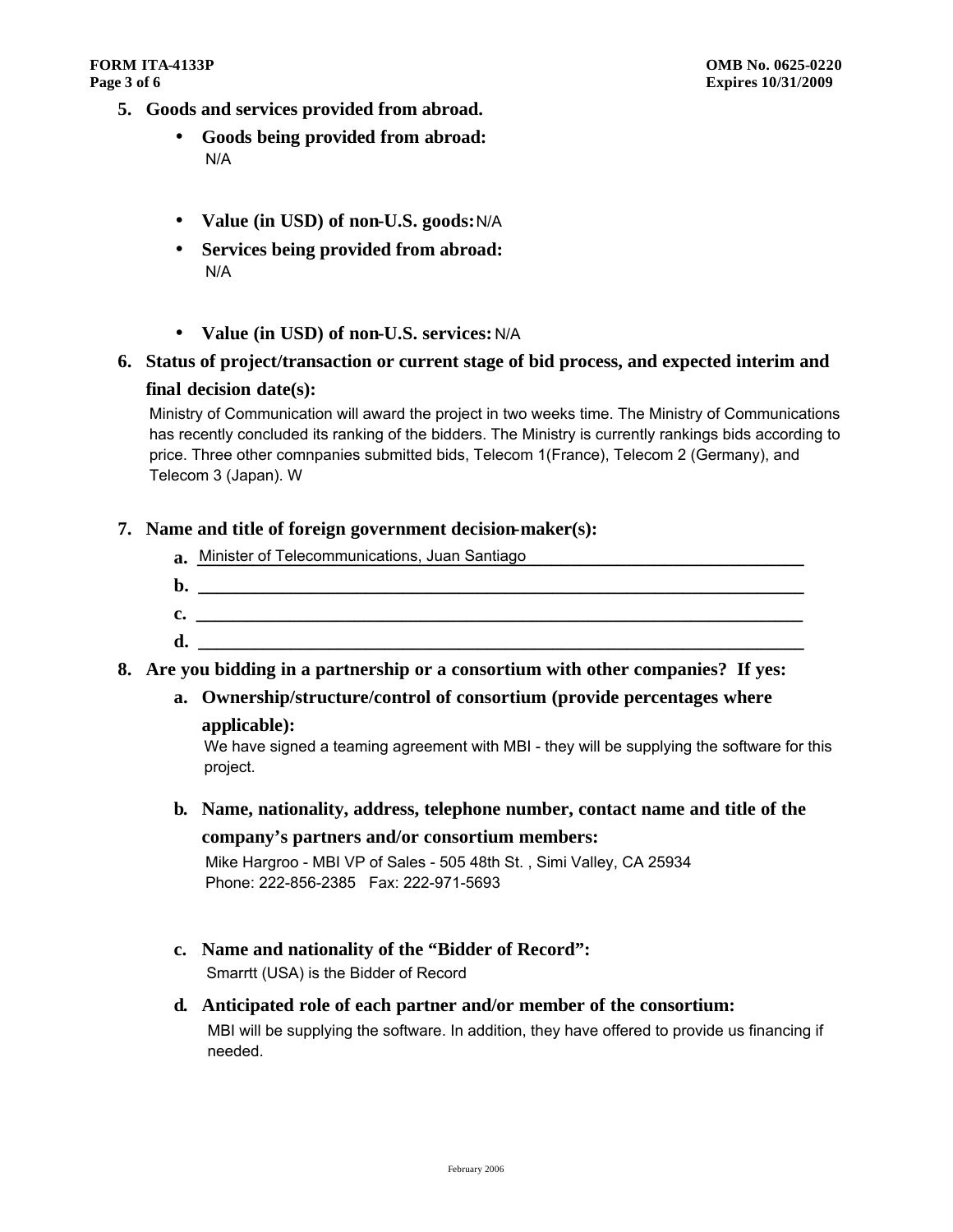5. **Goods and services provided from abroad.**
   - **Goods being provided from abroad:**
     N/A
   - **Value (in USD) of non-U.S. goods:** N/A
   - **Services being provided from abroad:**
     N/A
   - **Value (in USD) of non-U.S. services:** N/A

6. **Status of project/transaction or current stage of bid process, and expected interim and final decision date(s):**

   Ministry of Communication will award the project in two weeks time. The Ministry of Communications has recently concluded its ranking of the bidders. The Ministry is currently rankings bids according to price. Three other comnpanies submitted bids, Telecom 1(France), Telecom 2 (Germany), and Telecom 3 (Japan). W

7. **Name and title of foreign government decision-maker(s):**

   **a.** Minister of Telecommunications, Juan Santiago

   **b.** ______________________________

   **c.** ______________________________

   **d.** ______________________________

8. **Are you bidding in a partnership or a consortium with other companies? If yes:**

   **a. Ownership/structure/control of consortium (provide percentages where applicable):**

   We have signed a teaming agreement with MBI - they will be supplying the software for this project.

   **b. Name, nationality, address, telephone number, contact name and title of the company's partners and/or consortium members:**

   Mike Hargroo - MBI VP of Sales - 505 48th St. , Simi Valley, CA 25934
   Phone: 222-856-2385 Fax: 222-971-5693

   **c. Name and nationality of the "Bidder of Record":**

   Smarrtt (USA) is the Bidder of Record

   **d. Anticipated role of each partner and/or member of the consortium:**

   MBI will be supplying the software. In addition, they have offered to provide us financing if needed.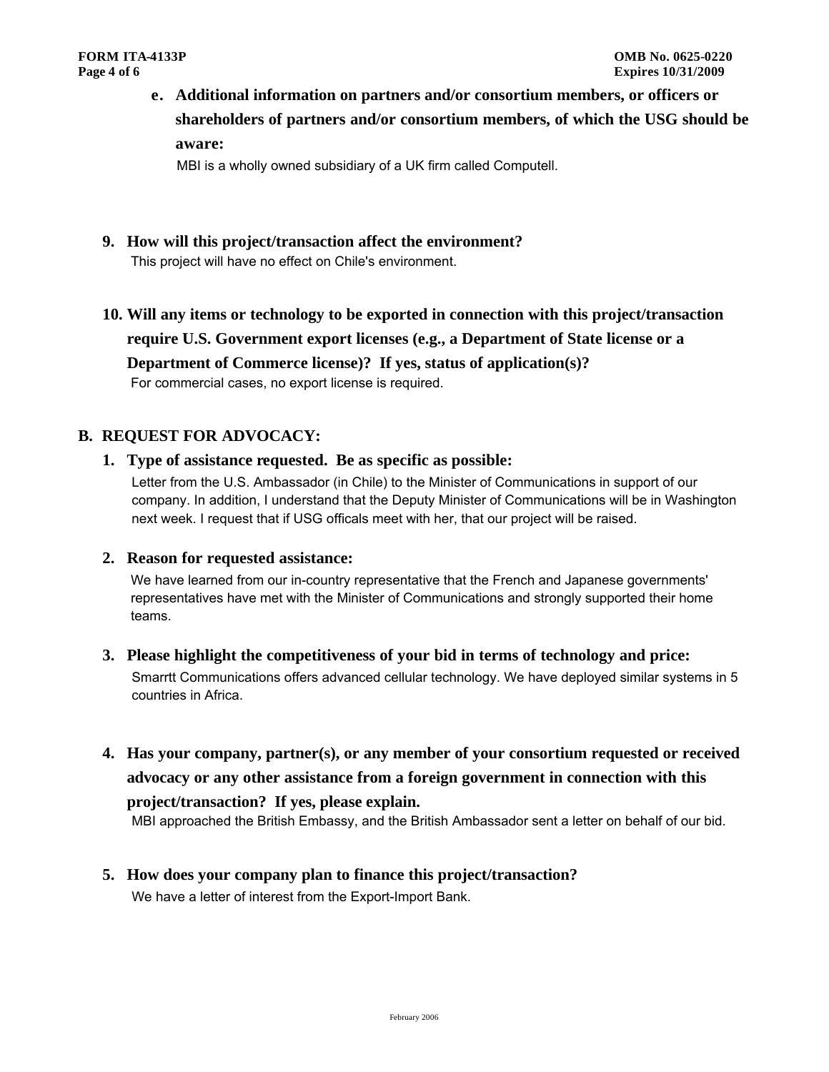**e. Additional information on partners and/or consortium members, or officers or shareholders of partners and/or consortium members, of which the USG should be aware:**

MBI is a wholly owned subsidiary of a UK firm called Computell.

**9. How will this project/transaction affect the environment?**

This project will have no effect on Chile's environment.

**10. Will any items or technology to be exported in connection with this project/transaction require U.S. Government export licenses (e.g., a Department of State license or a Department of Commerce license)? If yes, status of application(s)?**

For commercial cases, no export license is required.

## B. REQUEST FOR ADVOCACY:

**1. Type of assistance requested. Be as specific as possible:**

Letter from the U.S. Ambassador (in Chile) to the Minister of Communications in support of our company. In addition, I understand that the Deputy Minister of Communications will be in Washington next week. I request that if USG offficals meet with her, that our project will be raised.

**2. Reason for requested assistance:**

We have learned from our in-country representative that the French and Japanese governments' representatives have met with the Minister of Communications and strongly supported their home teams.

**3. Please highlight the competitiveness of your bid in terms of technology and price:**

Smarrtt Communications offers advanced cellular technology. We have deployed similar systems in 5 countries in Africa.

**4. Has your company, partner(s), or any member of your consortium requested or received advocacy or any other assistance from a foreign government in connection with this project/transaction? If yes, please explain.**

MBI approached the British Embassy, and the British Ambassador sent a letter on behalf of our bid.

**5. How does your company plan to finance this project/transaction?**

We have a letter of interest from the Export-Import Bank.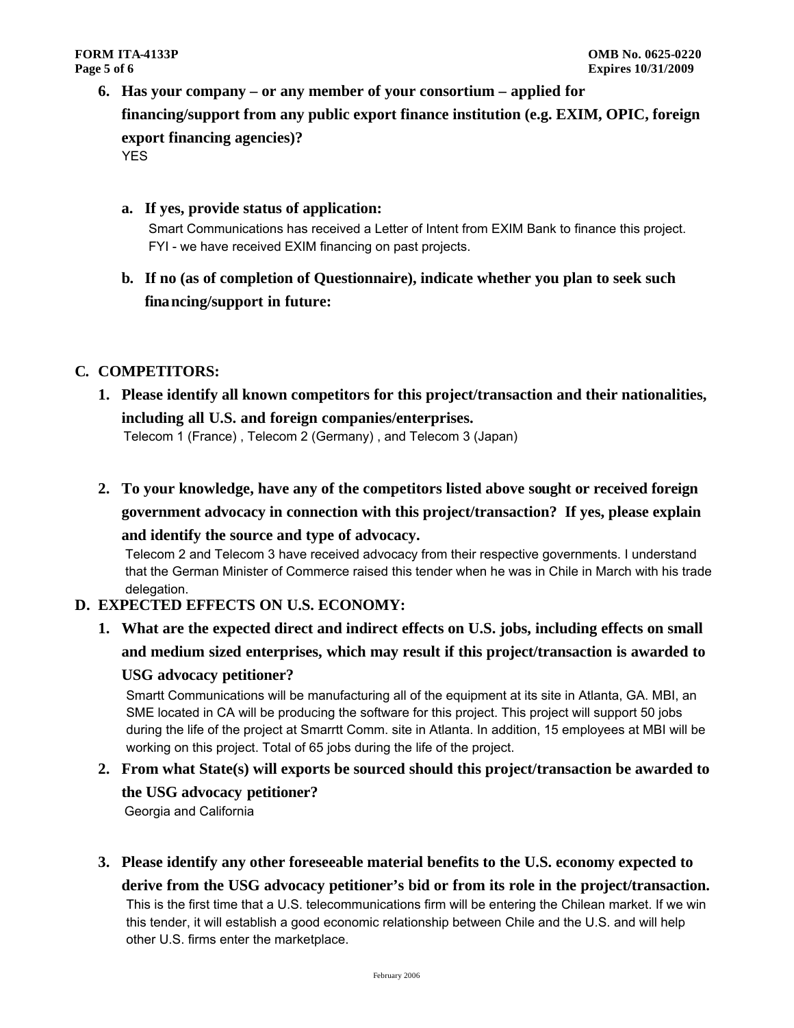6. **Has your company – or any member of your consortium – applied for financing/support from any public export finance institution (e.g. EXIM, OPIC, foreign export financing agencies)?**
   YES

   a. **If yes, provide status of application:**
      Smart Communications has received a Letter of Intent from EXIM Bank to finance this project. FYI - we have received EXIM financing on past projects.

   b. **If no (as of completion of Questionnaire), indicate whether you plan to seek such financing/support in future:**

## C. COMPETITORS:

1. **Please identify all known competitors for this project/transaction and their nationalities, including all U.S. and foreign companies/enterprises.**
   Telecom 1 (France) , Telecom 2 (Germany) , and Telecom 3 (Japan)

2. **To your knowledge, have any of the competitors listed above sought or received foreign government advocacy in connection with this project/transaction? If yes, please explain and identify the source and type of advocacy.**
   Telecom 2 and Telecom 3 have received advocacy from their respective governments. I understand that the German Minister of Commerce raised this tender when he was in Chile in March with his trade delegation.

## D. EXPECTED EFFECTS ON U.S. ECONOMY:

1. **What are the expected direct and indirect effects on U.S. jobs, including effects on small and medium sized enterprises, which may result if this project/transaction is awarded to USG advocacy petitioner?**
   Smartt Communications will be manufacturing all of the equipment at its site in Atlanta, GA. MBI, an SME located in CA will be producing the software for this project. This project will support 50 jobs during the life of the project at Smarrtt Comm. site in Atlanta. In addition, 15 employees at MBI will be working on this project. Total of 65 jobs during the life of the project.

2. **From what State(s) will exports be sourced should this project/transaction be awarded to the USG advocacy petitioner?**
   Georgia and California

3. **Please identify any other foreseeable material benefits to the U.S. economy expected to derive from the USG advocacy petitioner's bid or from its role in the project/transaction.**
   This is the first time that a U.S. telecommunications firm will be entering the Chilean market. If we win this tender, it will establish a good economic relationship between Chile and the U.S. and will help other U.S. firms enter the marketplace.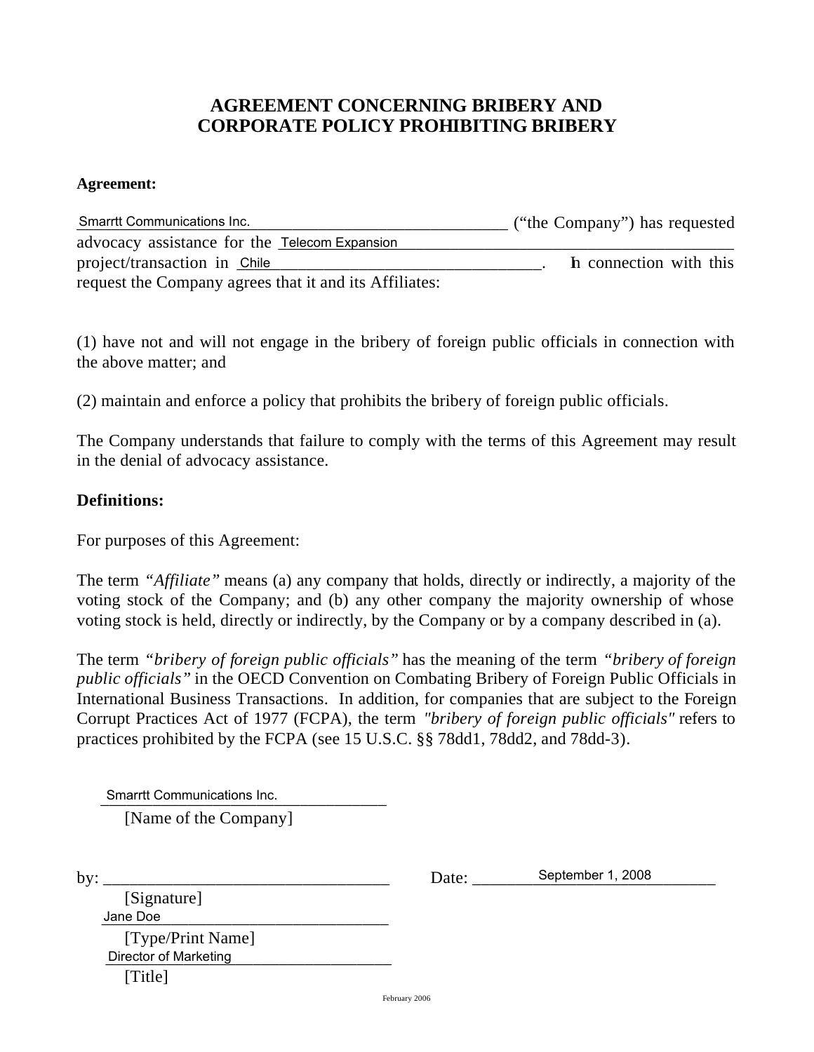# AGREEMENT CONCERNING BRIBERY AND CORPORATE POLICY PROHIBITING BRIBERY

**Agreement:**

Smarrtt Communications Inc. ("the Company") has requested advocacy assistance for the Telecom Expansion project/transaction in Chile. In connection with this request the Company agrees that it and its Affiliates:

(1) have not and will not engage in the bribery of foreign public officials in connection with the above matter; and

(2) maintain and enforce a policy that prohibits the bribery of foreign public officials.

The Company understands that failure to comply with the terms of this Agreement may result in the denial of advocacy assistance.

**Definitions:**

For purposes of this Agreement:

The term *"Affiliate"* means (a) any company that holds, directly or indirectly, a majority of the voting stock of the Company; and (b) any other company the majority ownership of whose voting stock is held, directly or indirectly, by the Company or by a company described in (a).

The term *"bribery of foreign public officials"* has the meaning of the term *"bribery of foreign public officials"* in the OECD Convention on Combating Bribery of Foreign Public Officials in International Business Transactions. In addition, for companies that are subject to the Foreign Corrupt Practices Act of 1977 (FCPA), the term *"bribery of foreign public officials"* refers to practices prohibited by the FCPA (see 15 U.S.C. §§ 78dd1, 78dd2, and 78dd-3).

Smarrtt Communications Inc.
[Name of the Company]

by: ___________________________ Date: September 1, 2008
[Signature]

Jane Doe
[Type/Print Name]

Director of Marketing
[Title]

February 2006